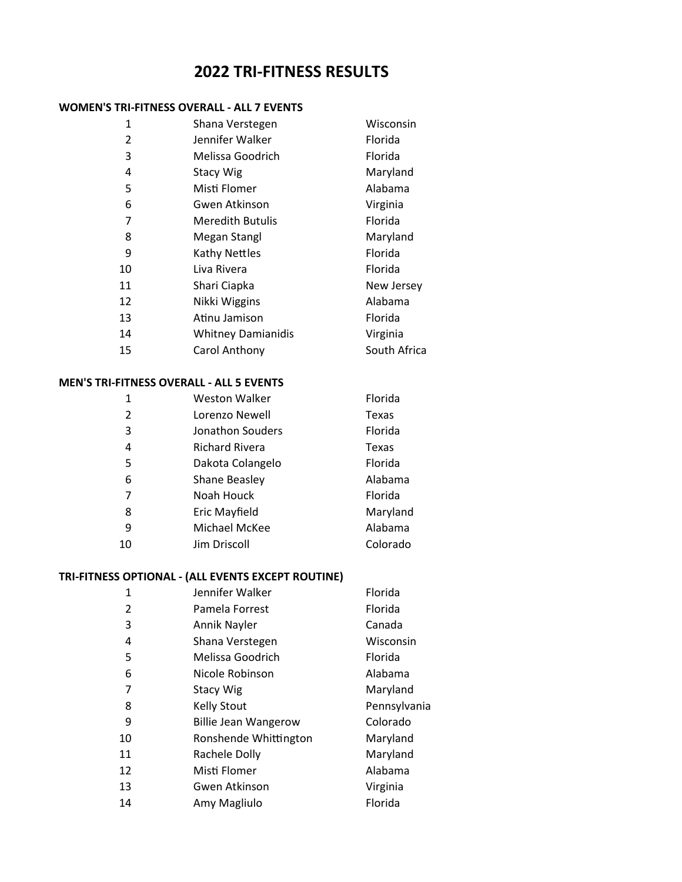# 2022 TRI-FITNESS RESULTS

### WOMEN'S TRI-FITNESS OVERALL - ALL 7 EVENTS

| | | |
|---|---|---|
| 1 | Shana Verstegen | Wisconsin |
| 2 | Jennifer Walker | Florida |
| 3 | Melissa Goodrich | Florida |
| 4 | Stacy Wig | Maryland |
| 5 | Misti Flomer | Alabama |
| 6 | Gwen Atkinson | Virginia |
| 7 | Meredith Butulis | Florida |
| 8 | Megan Stangl | Maryland |
| 9 | Kathy Nettles | Florida |
| 10 | Liva Rivera | Florida |
| 11 | Shari Ciapka | New Jersey |
| 12 | Nikki Wiggins | Alabama |
| 13 | Atinu Jamison | Florida |
| 14 | Whitney Damianidis | Virginia |
| 15 | Carol Anthony | South Africa |

### MEN'S TRI-FITNESS OVERALL - ALL 5 EVENTS

| | | |
|---|---|---|
| 1 | Weston Walker | Florida |
| 2 | Lorenzo Newell | Texas |
| 3 | Jonathon Souders | Florida |
| 4 | Richard Rivera | Texas |
| 5 | Dakota Colangelo | Florida |
| 6 | Shane Beasley | Alabama |
| 7 | Noah Houck | Florida |
| 8 | Eric Mayfield | Maryland |
| 9 | Michael McKee | Alabama |
| 10 | Jim Driscoll | Colorado |

### TRI-FITNESS OPTIONAL - (ALL EVENTS EXCEPT ROUTINE)

| | | |
|---|---|---|
| 1 | Jennifer Walker | Florida |
| 2 | Pamela Forrest | Florida |
| 3 | Annik Nayler | Canada |
| 4 | Shana Verstegen | Wisconsin |
| 5 | Melissa Goodrich | Florida |
| 6 | Nicole Robinson | Alabama |
| 7 | Stacy Wig | Maryland |
| 8 | Kelly Stout | Pennsylvania |
| 9 | Billie Jean Wangerow | Colorado |
| 10 | Ronshende Whittington | Maryland |
| 11 | Rachele Dolly | Maryland |
| 12 | Misti Flomer | Alabama |
| 13 | Gwen Atkinson | Virginia |
| 14 | Amy Magliulo | Florida |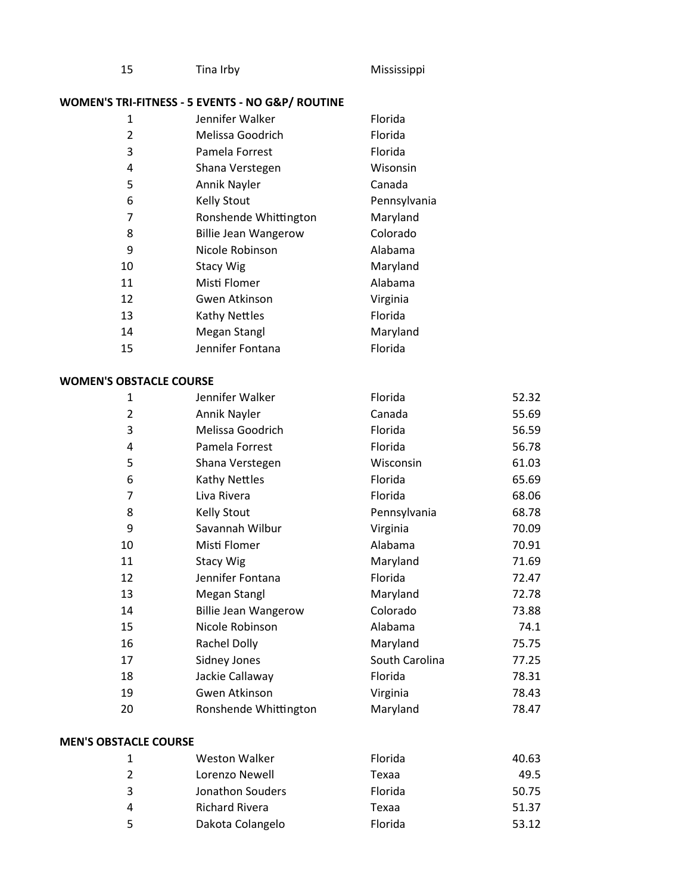| 15 | Tina Irby | Mississippi |
|---|---|---|

**WOMEN'S TRI-FITNESS - 5 EVENTS - NO G&P/ ROUTINE**

| | | |
|---|---|---|
| 1 | Jennifer Walker | Florida |
| 2 | Melissa Goodrich | Florida |
| 3 | Pamela Forrest | Florida |
| 4 | Shana Verstegen | Wisonsin |
| 5 | Annik Nayler | Canada |
| 6 | Kelly Stout | Pennsylvania |
| 7 | Ronshende Whittington | Maryland |
| 8 | Billie Jean Wangerow | Colorado |
| 9 | Nicole Robinson | Alabama |
| 10 | Stacy Wig | Maryland |
| 11 | Misti Flomer | Alabama |
| 12 | Gwen Atkinson | Virginia |
| 13 | Kathy Nettles | Florida |
| 14 | Megan Stangl | Maryland |
| 15 | Jennifer Fontana | Florida |

**WOMEN'S OBSTACLE COURSE**

| | | | |
|---|---|---|---|
| 1 | Jennifer Walker | Florida | 52.32 |
| 2 | Annik Nayler | Canada | 55.69 |
| 3 | Melissa Goodrich | Florida | 56.59 |
| 4 | Pamela Forrest | Florida | 56.78 |
| 5 | Shana Verstegen | Wisconsin | 61.03 |
| 6 | Kathy Nettles | Florida | 65.69 |
| 7 | Liva Rivera | Florida | 68.06 |
| 8 | Kelly Stout | Pennsylvania | 68.78 |
| 9 | Savannah Wilbur | Virginia | 70.09 |
| 10 | Misti Flomer | Alabama | 70.91 |
| 11 | Stacy Wig | Maryland | 71.69 |
| 12 | Jennifer Fontana | Florida | 72.47 |
| 13 | Megan Stangl | Maryland | 72.78 |
| 14 | Billie Jean Wangerow | Colorado | 73.88 |
| 15 | Nicole Robinson | Alabama | 74.1 |
| 16 | Rachel Dolly | Maryland | 75.75 |
| 17 | Sidney Jones | South Carolina | 77.25 |
| 18 | Jackie Callaway | Florida | 78.31 |
| 19 | Gwen Atkinson | Virginia | 78.43 |
| 20 | Ronshende Whittington | Maryland | 78.47 |

**MEN'S OBSTACLE COURSE**

| | | | |
|---|---|---|---|
| 1 | Weston Walker | Florida | 40.63 |
| 2 | Lorenzo Newell | Texaa | 49.5 |
| 3 | Jonathon Souders | Florida | 50.75 |
| 4 | Richard Rivera | Texaa | 51.37 |
| 5 | Dakota Colangelo | Florida | 53.12 |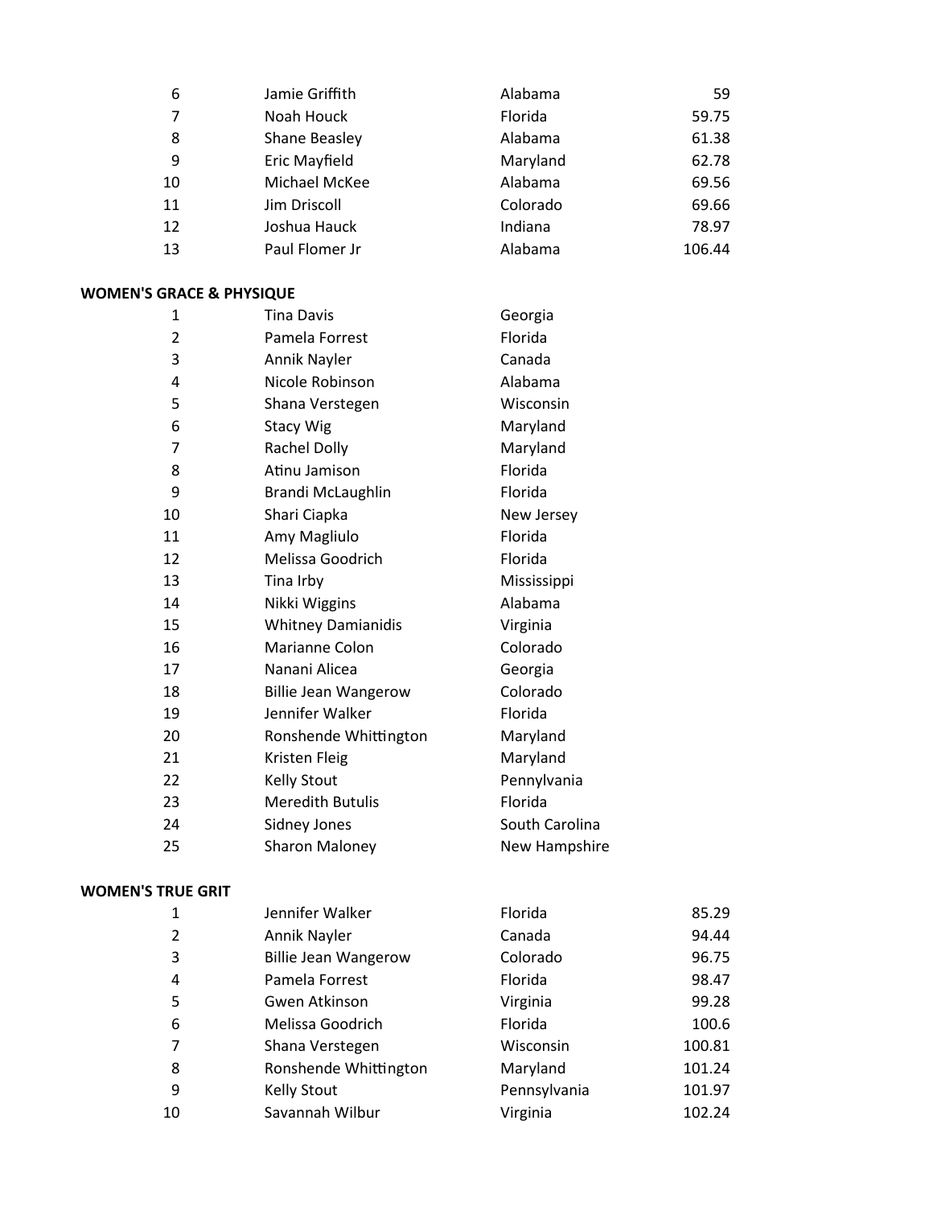| | | | |
|---|---|---|---|
| 6 | Jamie Griffith | Alabama | 59 |
| 7 | Noah Houck | Florida | 59.75 |
| 8 | Shane Beasley | Alabama | 61.38 |
| 9 | Eric Mayfield | Maryland | 62.78 |
| 10 | Michael McKee | Alabama | 69.56 |
| 11 | Jim Driscoll | Colorado | 69.66 |
| 12 | Joshua Hauck | Indiana | 78.97 |
| 13 | Paul Flomer Jr | Alabama | 106.44 |

**WOMEN'S GRACE & PHYSIQUE**

| | | |
|---|---|---|
| 1 | Tina Davis | Georgia |
| 2 | Pamela Forrest | Florida |
| 3 | Annik Nayler | Canada |
| 4 | Nicole Robinson | Alabama |
| 5 | Shana Verstegen | Wisconsin |
| 6 | Stacy Wig | Maryland |
| 7 | Rachel Dolly | Maryland |
| 8 | Atinu Jamison | Florida |
| 9 | Brandi McLaughlin | Florida |
| 10 | Shari Ciapka | New Jersey |
| 11 | Amy Magliulo | Florida |
| 12 | Melissa Goodrich | Florida |
| 13 | Tina Irby | Mississippi |
| 14 | Nikki Wiggins | Alabama |
| 15 | Whitney Damianidis | Virginia |
| 16 | Marianne Colon | Colorado |
| 17 | Nanani Alicea | Georgia |
| 18 | Billie Jean Wangerow | Colorado |
| 19 | Jennifer Walker | Florida |
| 20 | Ronshende Whittington | Maryland |
| 21 | Kristen Fleig | Maryland |
| 22 | Kelly Stout | Pennylvania |
| 23 | Meredith Butulis | Florida |
| 24 | Sidney Jones | South Carolina |
| 25 | Sharon Maloney | New Hampshire |

**WOMEN'S TRUE GRIT**

| | | | |
|---|---|---|---|
| 1 | Jennifer Walker | Florida | 85.29 |
| 2 | Annik Nayler | Canada | 94.44 |
| 3 | Billie Jean Wangerow | Colorado | 96.75 |
| 4 | Pamela Forrest | Florida | 98.47 |
| 5 | Gwen Atkinson | Virginia | 99.28 |
| 6 | Melissa Goodrich | Florida | 100.6 |
| 7 | Shana Verstegen | Wisconsin | 100.81 |
| 8 | Ronshende Whittington | Maryland | 101.24 |
| 9 | Kelly Stout | Pennsylvania | 101.97 |
| 10 | Savannah Wilbur | Virginia | 102.24 |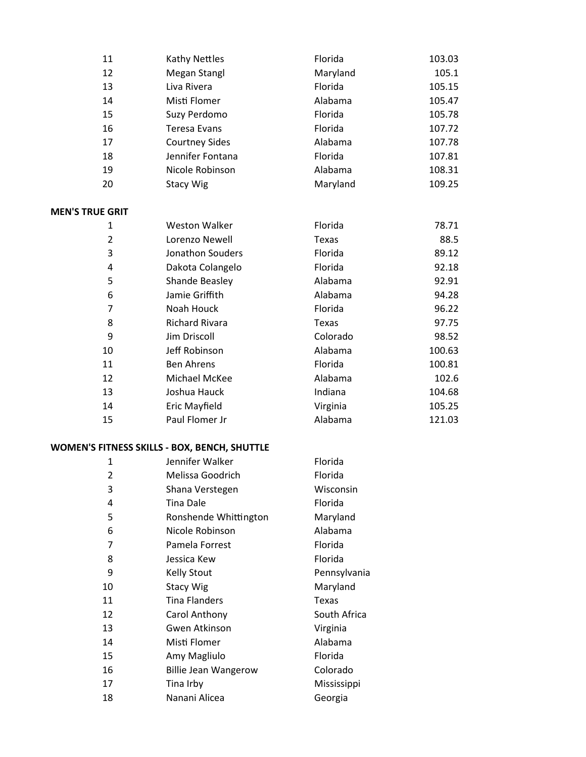| | | | |
|---|---|---|---|
| 11 | Kathy Nettles | Florida | 103.03 |
| 12 | Megan Stangl | Maryland | 105.1 |
| 13 | Liva Rivera | Florida | 105.15 |
| 14 | Misti Flomer | Alabama | 105.47 |
| 15 | Suzy Perdomo | Florida | 105.78 |
| 16 | Teresa Evans | Florida | 107.72 |
| 17 | Courtney Sides | Alabama | 107.78 |
| 18 | Jennifer Fontana | Florida | 107.81 |
| 19 | Nicole Robinson | Alabama | 108.31 |
| 20 | Stacy Wig | Maryland | 109.25 |

**MEN'S TRUE GRIT**

| | | | |
|---|---|---|---|
| 1 | Weston Walker | Florida | 78.71 |
| 2 | Lorenzo Newell | Texas | 88.5 |
| 3 | Jonathon Souders | Florida | 89.12 |
| 4 | Dakota Colangelo | Florida | 92.18 |
| 5 | Shande Beasley | Alabama | 92.91 |
| 6 | Jamie Griffith | Alabama | 94.28 |
| 7 | Noah Houck | Florida | 96.22 |
| 8 | Richard Rivara | Texas | 97.75 |
| 9 | Jim Driscoll | Colorado | 98.52 |
| 10 | Jeff Robinson | Alabama | 100.63 |
| 11 | Ben Ahrens | Florida | 100.81 |
| 12 | Michael McKee | Alabama | 102.6 |
| 13 | Joshua Hauck | Indiana | 104.68 |
| 14 | Eric Mayfield | Virginia | 105.25 |
| 15 | Paul Flomer Jr | Alabama | 121.03 |

**WOMEN'S FITNESS SKILLS - BOX, BENCH, SHUTTLE**

| | | |
|---|---|---|
| 1 | Jennifer Walker | Florida |
| 2 | Melissa Goodrich | Florida |
| 3 | Shana Verstegen | Wisconsin |
| 4 | Tina Dale | Florida |
| 5 | Ronshende Whittington | Maryland |
| 6 | Nicole Robinson | Alabama |
| 7 | Pamela Forrest | Florida |
| 8 | Jessica Kew | Florida |
| 9 | Kelly Stout | Pennsylvania |
| 10 | Stacy Wig | Maryland |
| 11 | Tina Flanders | Texas |
| 12 | Carol Anthony | South Africa |
| 13 | Gwen Atkinson | Virginia |
| 14 | Misti Flomer | Alabama |
| 15 | Amy Magliulo | Florida |
| 16 | Billie Jean Wangerow | Colorado |
| 17 | Tina Irby | Mississippi |
| 18 | Nanani Alicea | Georgia |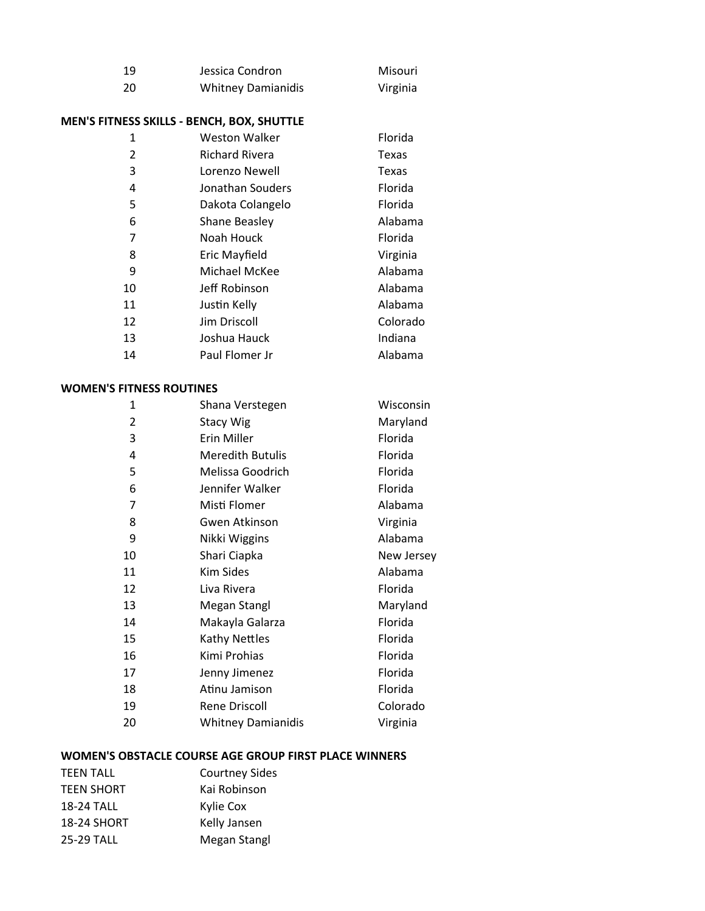| | | |
|---|---|---|
| 19 | Jessica Condron | Misouri |
| 20 | Whitney Damianidis | Virginia |

**MEN'S FITNESS SKILLS - BENCH, BOX, SHUTTLE**

| | | |
|---|---|---|
| 1 | Weston Walker | Florida |
| 2 | Richard Rivera | Texas |
| 3 | Lorenzo Newell | Texas |
| 4 | Jonathan Souders | Florida |
| 5 | Dakota Colangelo | Florida |
| 6 | Shane Beasley | Alabama |
| 7 | Noah Houck | Florida |
| 8 | Eric Mayfield | Virginia |
| 9 | Michael McKee | Alabama |
| 10 | Jeff Robinson | Alabama |
| 11 | Justin Kelly | Alabama |
| 12 | Jim Driscoll | Colorado |
| 13 | Joshua Hauck | Indiana |
| 14 | Paul Flomer Jr | Alabama |

**WOMEN'S FITNESS ROUTINES**

| | | |
|---|---|---|
| 1 | Shana Verstegen | Wisconsin |
| 2 | Stacy Wig | Maryland |
| 3 | Erin Miller | Florida |
| 4 | Meredith Butulis | Florida |
| 5 | Melissa Goodrich | Florida |
| 6 | Jennifer Walker | Florida |
| 7 | Misti Flomer | Alabama |
| 8 | Gwen Atkinson | Virginia |
| 9 | Nikki Wiggins | Alabama |
| 10 | Shari Ciapka | New Jersey |
| 11 | Kim Sides | Alabama |
| 12 | Liva Rivera | Florida |
| 13 | Megan Stangl | Maryland |
| 14 | Makayla Galarza | Florida |
| 15 | Kathy Nettles | Florida |
| 16 | Kimi Prohias | Florida |
| 17 | Jenny Jimenez | Florida |
| 18 | Atinu Jamison | Florida |
| 19 | Rene Driscoll | Colorado |
| 20 | Whitney Damianidis | Virginia |

**WOMEN'S OBSTACLE COURSE AGE GROUP FIRST PLACE WINNERS**

| | |
|---|---|
| TEEN TALL | Courtney Sides |
| TEEN SHORT | Kai Robinson |
| 18-24 TALL | Kylie Cox |
| 18-24 SHORT | Kelly Jansen |
| 25-29 TALL | Megan Stangl |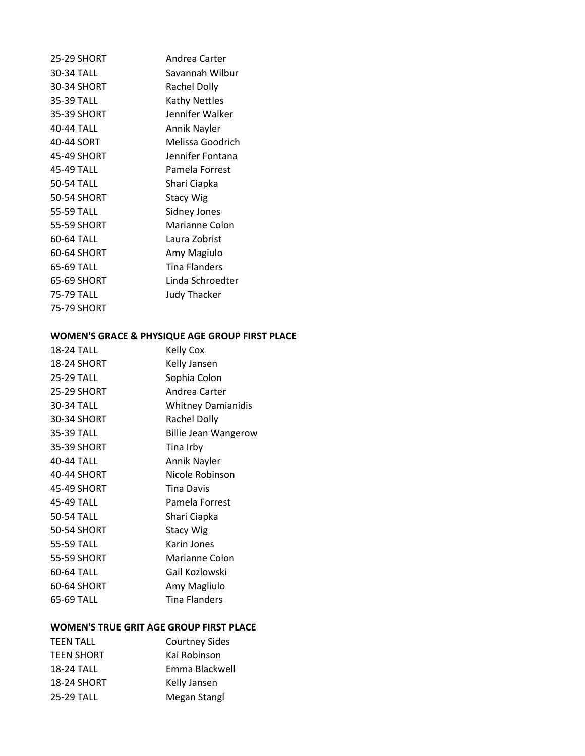| | |
|---|---|
| 25-29 SHORT | Andrea Carter |
| 30-34 TALL | Savannah Wilbur |
| 30-34 SHORT | Rachel Dolly |
| 35-39 TALL | Kathy Nettles |
| 35-39 SHORT | Jennifer Walker |
| 40-44 TALL | Annik Nayler |
| 40-44 SORT | Melissa Goodrich |
| 45-49 SHORT | Jennifer Fontana |
| 45-49 TALL | Pamela Forrest |
| 50-54 TALL | Shari Ciapka |
| 50-54 SHORT | Stacy Wig |
| 55-59 TALL | Sidney Jones |
| 55-59 SHORT | Marianne Colon |
| 60-64 TALL | Laura Zobrist |
| 60-64 SHORT | Amy Magiulo |
| 65-69 TALL | Tina Flanders |
| 65-69 SHORT | Linda Schroedter |
| 75-79 TALL | Judy Thacker |
| 75-79 SHORT | |

**WOMEN'S GRACE & PHYSIQUE AGE GROUP FIRST PLACE**

| | |
|---|---|
| 18-24 TALL | Kelly Cox |
| 18-24 SHORT | Kelly Jansen |
| 25-29 TALL | Sophia Colon |
| 25-29 SHORT | Andrea Carter |
| 30-34 TALL | Whitney Damianidis |
| 30-34 SHORT | Rachel Dolly |
| 35-39 TALL | Billie Jean Wangerow |
| 35-39 SHORT | Tina Irby |
| 40-44 TALL | Annik Nayler |
| 40-44 SHORT | Nicole Robinson |
| 45-49 SHORT | Tina Davis |
| 45-49 TALL | Pamela Forrest |
| 50-54 TALL | Shari Ciapka |
| 50-54 SHORT | Stacy Wig |
| 55-59 TALL | Karin Jones |
| 55-59 SHORT | Marianne Colon |
| 60-64 TALL | Gail Kozlowski |
| 60-64 SHORT | Amy Magliulo |
| 65-69 TALL | Tina Flanders |

**WOMEN'S TRUE GRIT AGE GROUP FIRST PLACE**

| | |
|---|---|
| TEEN TALL | Courtney Sides |
| TEEN SHORT | Kai Robinson |
| 18-24 TALL | Emma Blackwell |
| 18-24 SHORT | Kelly Jansen |
| 25-29 TALL | Megan Stangl |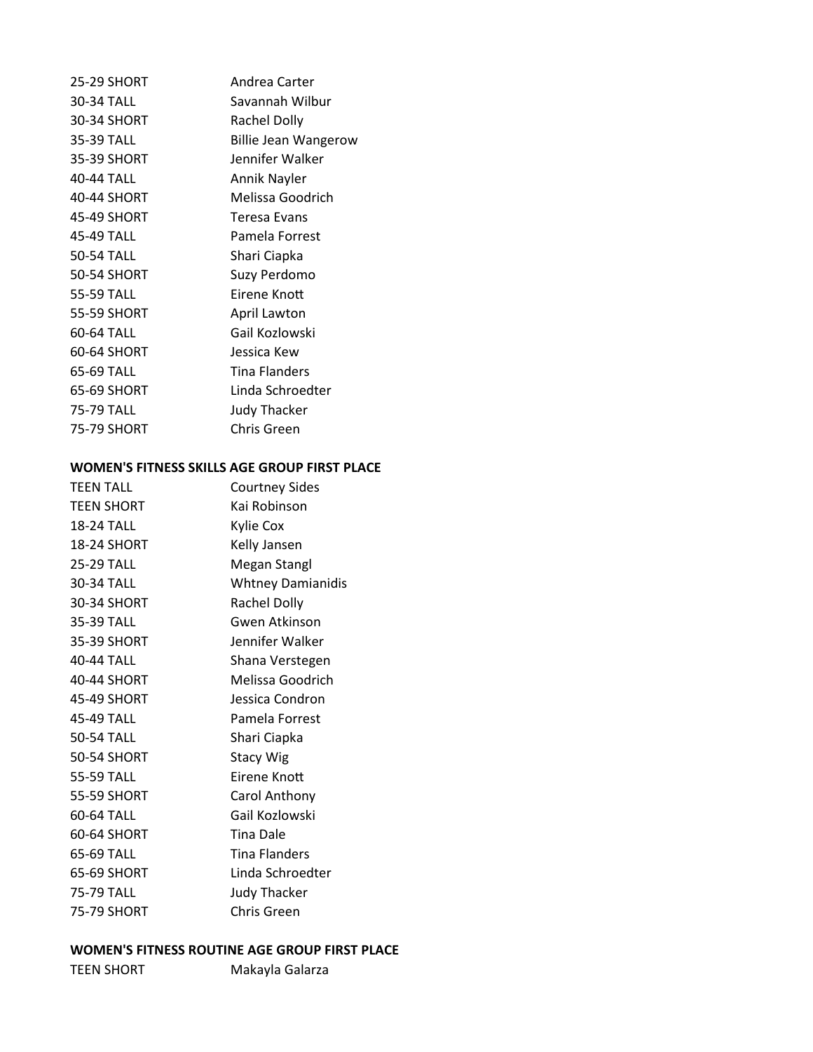| | |
|---|---|
| 25-29 SHORT | Andrea Carter |
| 30-34 TALL | Savannah Wilbur |
| 30-34 SHORT | Rachel Dolly |
| 35-39 TALL | Billie Jean Wangerow |
| 35-39 SHORT | Jennifer Walker |
| 40-44 TALL | Annik Nayler |
| 40-44 SHORT | Melissa Goodrich |
| 45-49 SHORT | Teresa Evans |
| 45-49 TALL | Pamela Forrest |
| 50-54 TALL | Shari Ciapka |
| 50-54 SHORT | Suzy Perdomo |
| 55-59 TALL | Eirene Knott |
| 55-59 SHORT | April Lawton |
| 60-64 TALL | Gail Kozlowski |
| 60-64 SHORT | Jessica Kew |
| 65-69 TALL | Tina Flanders |
| 65-69 SHORT | Linda Schroedter |
| 75-79 TALL | Judy Thacker |
| 75-79 SHORT | Chris Green |

**WOMEN'S FITNESS SKILLS AGE GROUP FIRST PLACE**

| | |
|---|---|
| TEEN TALL | Courtney Sides |
| TEEN SHORT | Kai Robinson |
| 18-24 TALL | Kylie Cox |
| 18-24 SHORT | Kelly Jansen |
| 25-29 TALL | Megan Stangl |
| 30-34 TALL | Whtney Damianidis |
| 30-34 SHORT | Rachel Dolly |
| 35-39 TALL | Gwen Atkinson |
| 35-39 SHORT | Jennifer Walker |
| 40-44 TALL | Shana Verstegen |
| 40-44 SHORT | Melissa Goodrich |
| 45-49 SHORT | Jessica Condron |
| 45-49 TALL | Pamela Forrest |
| 50-54 TALL | Shari Ciapka |
| 50-54 SHORT | Stacy Wig |
| 55-59 TALL | Eirene Knott |
| 55-59 SHORT | Carol Anthony |
| 60-64 TALL | Gail Kozlowski |
| 60-64 SHORT | Tina Dale |
| 65-69 TALL | Tina Flanders |
| 65-69 SHORT | Linda Schroedter |
| 75-79 TALL | Judy Thacker |
| 75-79 SHORT | Chris Green |

**WOMEN'S FITNESS ROUTINE AGE GROUP FIRST PLACE**

| | |
|---|---|
| TEEN SHORT | Makayla Galarza |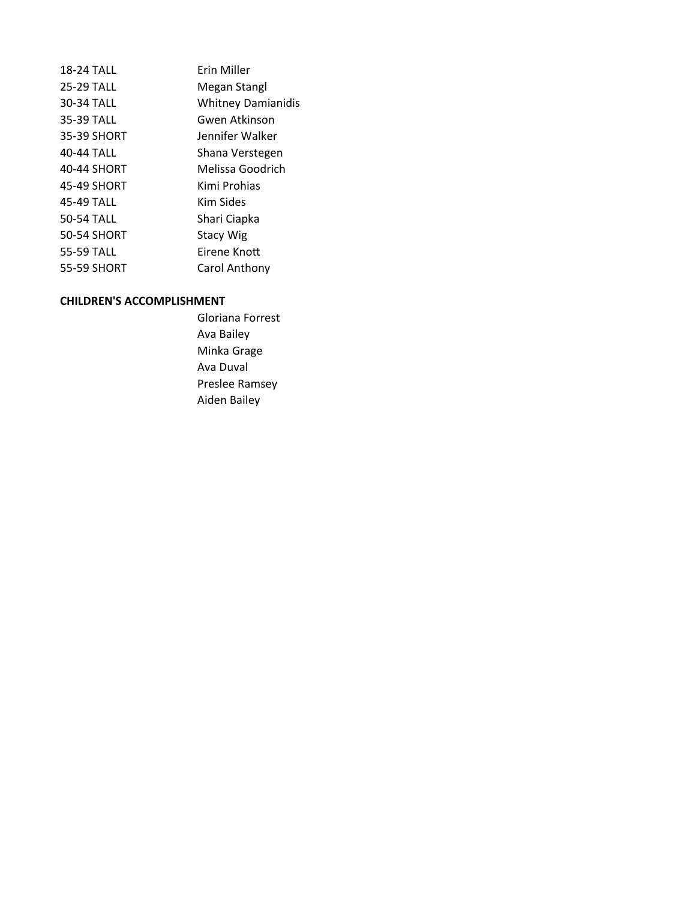| | |
|---|---|
| 18-24 TALL | Erin Miller |
| 25-29 TALL | Megan Stangl |
| 30-34 TALL | Whitney Damianidis |
| 35-39 TALL | Gwen Atkinson |
| 35-39 SHORT | Jennifer Walker |
| 40-44 TALL | Shana Verstegen |
| 40-44 SHORT | Melissa Goodrich |
| 45-49 SHORT | Kimi Prohias |
| 45-49 TALL | Kim Sides |
| 50-54 TALL | Shari Ciapka |
| 50-54 SHORT | Stacy Wig |
| 55-59 TALL | Eirene Knott |
| 55-59 SHORT | Carol Anthony |

**CHILDREN'S ACCOMPLISHMENT**

Gloriana Forrest
Ava Bailey
Minka Grage
Ava Duval
Preslee Ramsey
Aiden Bailey